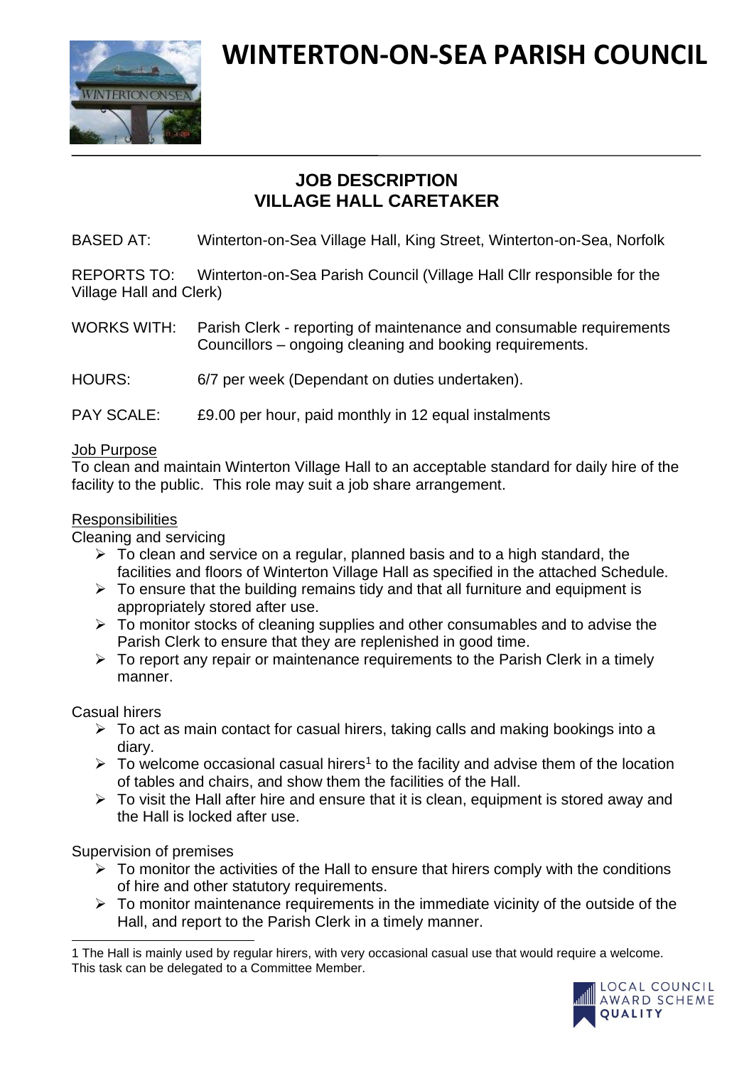# WINTERTON-ON-SEA PARISH COUNCIL

## JOB DESCRIPTION
## VILLAGE HALL CARETAKER

BASED AT: Winterton-on-Sea Village Hall, King Street, Winterton-on-Sea, Norfolk

REPORTS TO: Winterton-on-Sea Parish Council (Village Hall Cllr responsible for the Village Hall and Clerk)

WORKS WITH: Parish Clerk - reporting of maintenance and consumable requirements
Councillors – ongoing cleaning and booking requirements.

HOURS: 6/7 per week (Dependant on duties undertaken).

PAY SCALE: £9.00 per hour, paid monthly in 12 equal instalments

Job Purpose

To clean and maintain Winterton Village Hall to an acceptable standard for daily hire of the facility to the public. This role may suit a job share arrangement.

Responsibilities

Cleaning and servicing

- To clean and service on a regular, planned basis and to a high standard, the facilities and floors of Winterton Village Hall as specified in the attached Schedule.
- To ensure that the building remains tidy and that all furniture and equipment is appropriately stored after use.
- To monitor stocks of cleaning supplies and other consumables and to advise the Parish Clerk to ensure that they are replenished in good time.
- To report any repair or maintenance requirements to the Parish Clerk in a timely manner.

Casual hirers

- To act as main contact for casual hirers, taking calls and making bookings into a diary.
- To welcome occasional casual hirers[1] to the facility and advise them of the location of tables and chairs, and show them the facilities of the Hall.
- To visit the Hall after hire and ensure that it is clean, equipment is stored away and the Hall is locked after use.

Supervision of premises

- To monitor the activities of the Hall to ensure that hirers comply with the conditions of hire and other statutory requirements.
- To monitor maintenance requirements in the immediate vicinity of the outside of the Hall, and report to the Parish Clerk in a timely manner.

1 The Hall is mainly used by regular hirers, with very occasional casual use that would require a welcome. This task can be delegated to a Committee Member.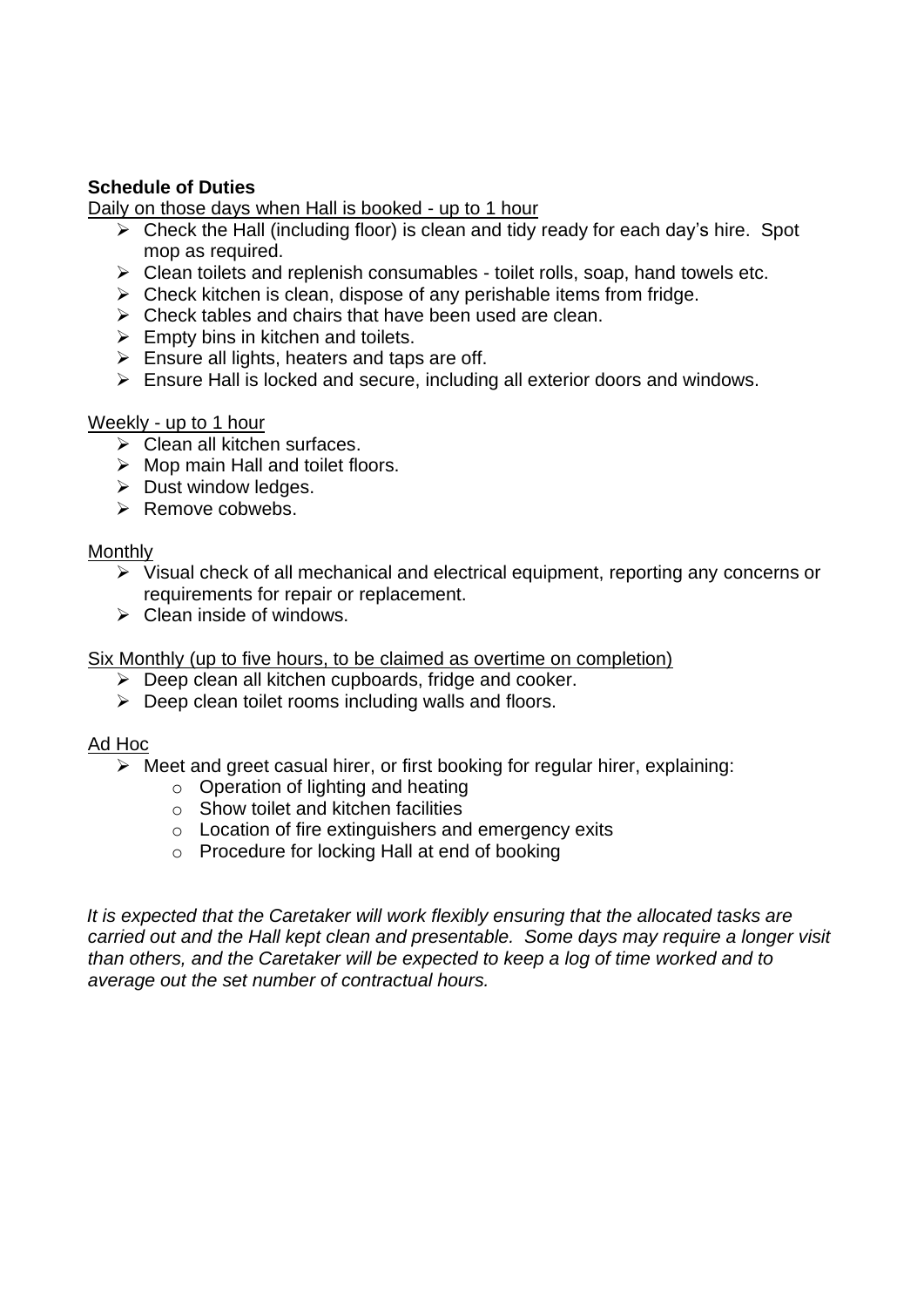**Schedule of Duties**

Daily on those days when Hall is booked - up to 1 hour

- Check the Hall (including floor) is clean and tidy ready for each day's hire. Spot mop as required.
- Clean toilets and replenish consumables - toilet rolls, soap, hand towels etc.
- Check kitchen is clean, dispose of any perishable items from fridge.
- Check tables and chairs that have been used are clean.
- Empty bins in kitchen and toilets.
- Ensure all lights, heaters and taps are off.
- Ensure Hall is locked and secure, including all exterior doors and windows.

Weekly - up to 1 hour

- Clean all kitchen surfaces.
- Mop main Hall and toilet floors.
- Dust window ledges.
- Remove cobwebs.

Monthly

- Visual check of all mechanical and electrical equipment, reporting any concerns or requirements for repair or replacement.
- Clean inside of windows.

Six Monthly (up to five hours, to be claimed as overtime on completion)

- Deep clean all kitchen cupboards, fridge and cooker.
- Deep clean toilet rooms including walls and floors.

Ad Hoc

- Meet and greet casual hirer, or first booking for regular hirer, explaining:
  - Operation of lighting and heating
  - Show toilet and kitchen facilities
  - Location of fire extinguishers and emergency exits
  - Procedure for locking Hall at end of booking

*It is expected that the Caretaker will work flexibly ensuring that the allocated tasks are carried out and the Hall kept clean and presentable. Some days may require a longer visit than others, and the Caretaker will be expected to keep a log of time worked and to average out the set number of contractual hours.*